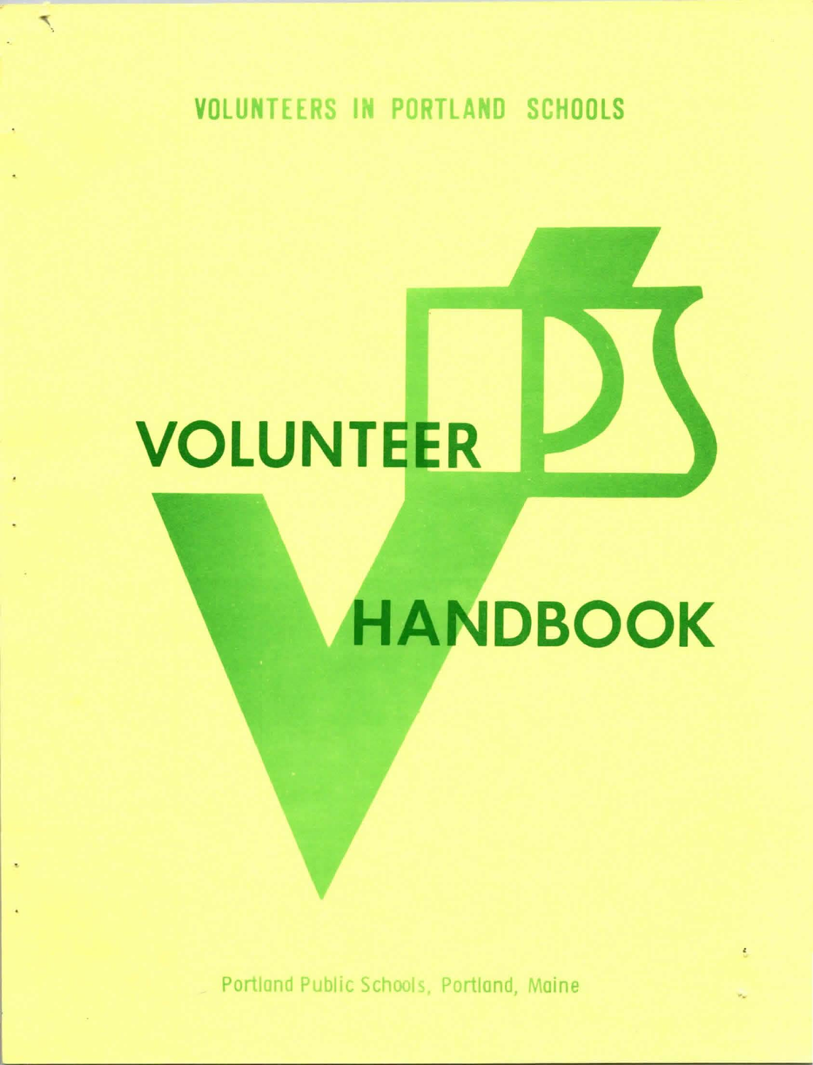VOLUNTEERS IN PORTLAND SCHOOLS

# VOLUNTEER HANDBOOK

Portland Public Schools, Portland, Maine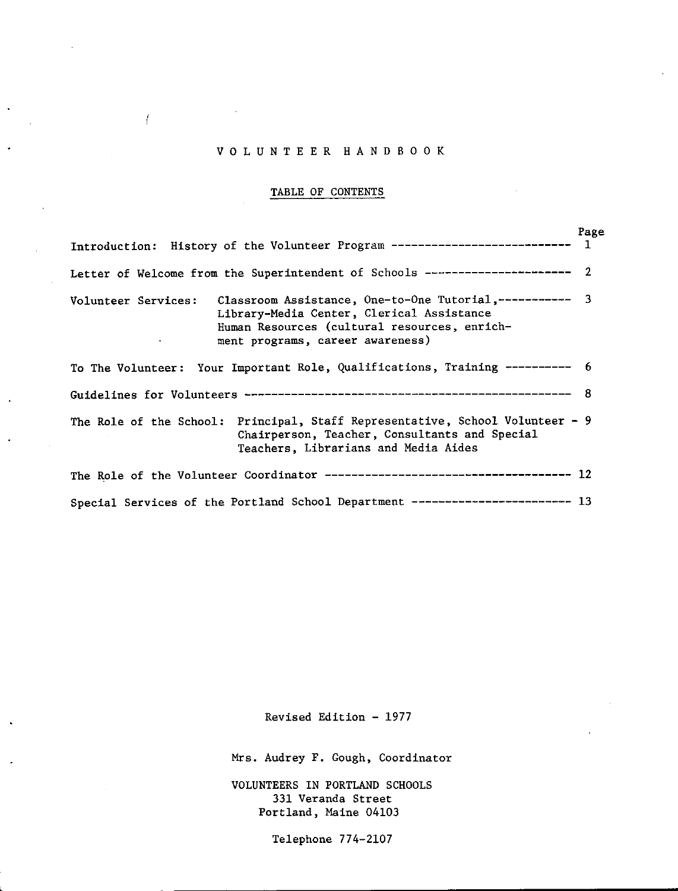# VOLUNTEER HANDBOOK

## TABLE OF CONTENTS

| | Page |
|---|---|
| Introduction: History of the Volunteer Program | 1 |
| Letter of Welcome from the Superintendent of Schools | 2 |
| Volunteer Services: Classroom Assistance, One-to-One Tutorial, Library-Media Center, Clerical Assistance Human Resources (cultural resources, enrichment programs, career awareness) | 3 |
| To The Volunteer: Your Important Role, Qualifications, Training | 6 |
| Guidelines for Volunteers | 8 |
| The Role of the School: Principal, Staff Representative, School Volunteer Chairperson, Teacher, Consultants and Special Teachers, Librarians and Media Aides | 9 |
| The Role of the Volunteer Coordinator | 12 |
| Special Services of the Portland School Department | 13 |

Revised Edition - 1977

Mrs. Audrey F. Gough, Coordinator

VOLUNTEERS IN PORTLAND SCHOOLS
331 Veranda Street
Portland, Maine 04103

Telephone 774-2107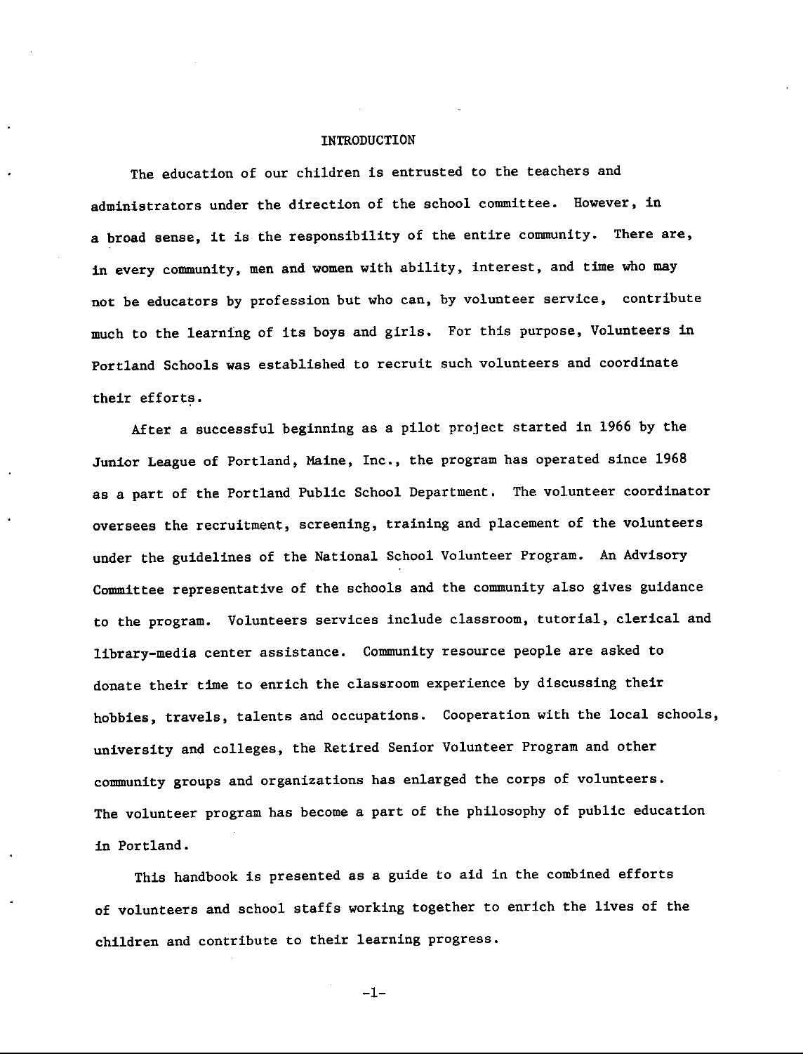# INTRODUCTION

The education of our children is entrusted to the teachers and administrators under the direction of the school committee. However, in a broad sense, it is the responsibility of the entire community. There are, in every community, men and women with ability, interest, and time who may not be educators by profession but who can, by volunteer service, contribute much to the learning of its boys and girls. For this purpose, Volunteers in Portland Schools was established to recruit such volunteers and coordinate their efforts.

After a successful beginning as a pilot project started in 1966 by the Junior League of Portland, Maine, Inc., the program has operated since 1968 as a part of the Portland Public School Department. The volunteer coordinator oversees the recruitment, screening, training and placement of the volunteers under the guidelines of the National School Volunteer Program. An Advisory Committee representative of the schools and the community also gives guidance to the program. Volunteers services include classroom, tutorial, clerical and library-media center assistance. Community resource people are asked to donate their time to enrich the classroom experience by discussing their hobbies, travels, talents and occupations. Cooperation with the local schools, university and colleges, the Retired Senior Volunteer Program and other community groups and organizations has enlarged the corps of volunteers. The volunteer program has become a part of the philosophy of public education in Portland.

This handbook is presented as a guide to aid in the combined efforts of volunteers and school staffs working together to enrich the lives of the children and contribute to their learning progress.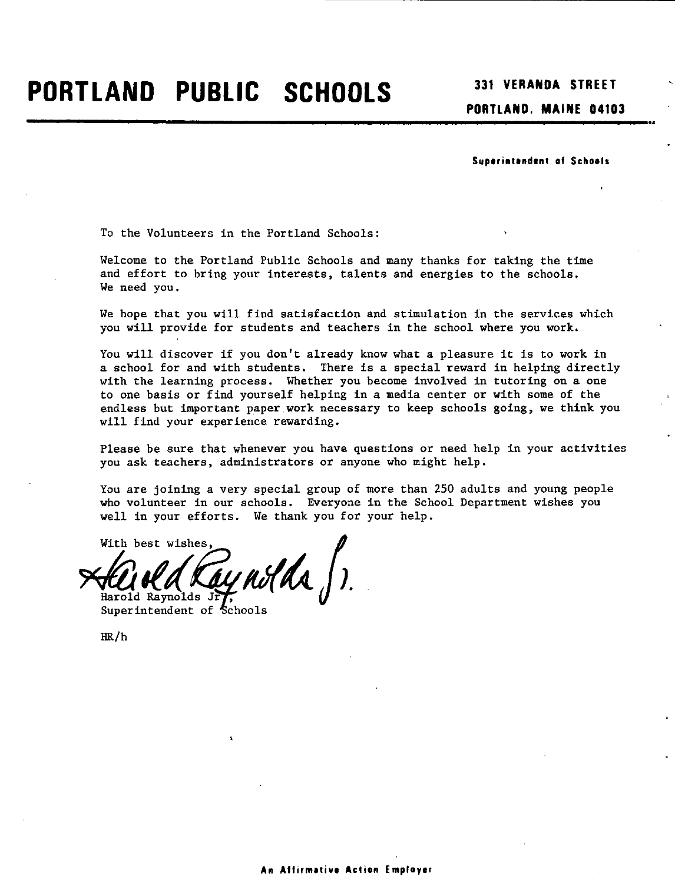# PORTLAND PUBLIC SCHOOLS

331 VERANDA STREET
PORTLAND, MAINE 04103

**Superintendent of Schools**

To the Volunteers in the Portland Schools:

Welcome to the Portland Public Schools and many thanks for taking the time and effort to bring your interests, talents and energies to the schools. We need you.

We hope that you will find satisfaction and stimulation in the services which you will provide for students and teachers in the school where you work.

You will discover if you don't already know what a pleasure it is to work in a school for and with students. There is a special reward in helping directly with the learning process. Whether you become involved in tutoring on a one to one basis or find yourself helping in a media center or with some of the endless but important paper work necessary to keep schools going, we think you will find your experience rewarding.

Please be sure that whenever you have questions or need help in your activities you ask teachers, administrators or anyone who might help.

You are joining a very special group of more than 250 adults and young people who volunteer in our schools. Everyone in the School Department wishes you well in your efforts. We thank you for your help.

With best wishes,

Harold Raynolds Jr.,
Superintendent of Schools

HR/h

**An Affirmative Action Employer**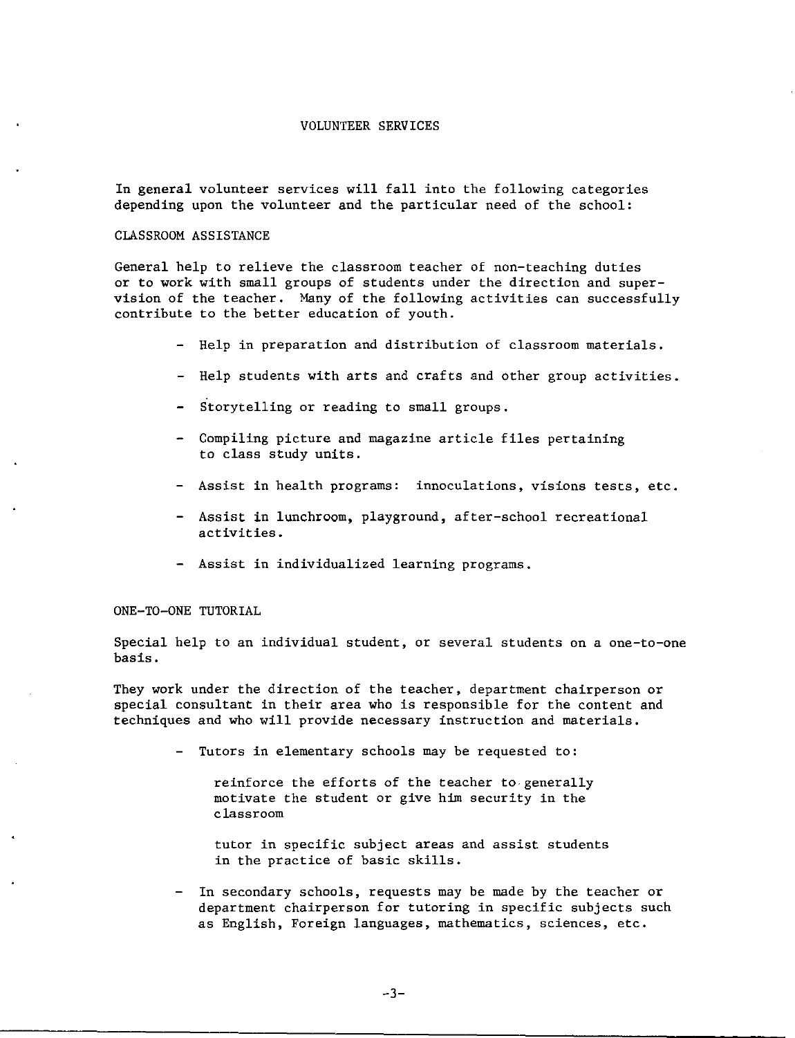# VOLUNTEER SERVICES

In general volunteer services will fall into the following categories depending upon the volunteer and the particular need of the school:

## CLASSROOM ASSISTANCE

General help to relieve the classroom teacher of non-teaching duties or to work with small groups of students under the direction and supervision of the teacher. Many of the following activities can successfully contribute to the better education of youth.

- Help in preparation and distribution of classroom materials.
- Help students with arts and crafts and other group activities.
- Storytelling or reading to small groups.
- Compiling picture and magazine article files pertaining to class study units.
- Assist in health programs: innoculations, visions tests, etc.
- Assist in lunchroom, playground, after-school recreational activities.
- Assist in individualized learning programs.

## ONE-TO-ONE TUTORIAL

Special help to an individual student, or several students on a one-to-one basis.

They work under the direction of the teacher, department chairperson or special consultant in their area who is responsible for the content and techniques and who will provide necessary instruction and materials.

- Tutors in elementary schools may be requested to:

  reinforce the efforts of the teacher to generally motivate the student or give him security in the classroom

  tutor in specific subject areas and assist students in the practice of basic skills.

- In secondary schools, requests may be made by the teacher or department chairperson for tutoring in specific subjects such as English, Foreign languages, mathematics, sciences, etc.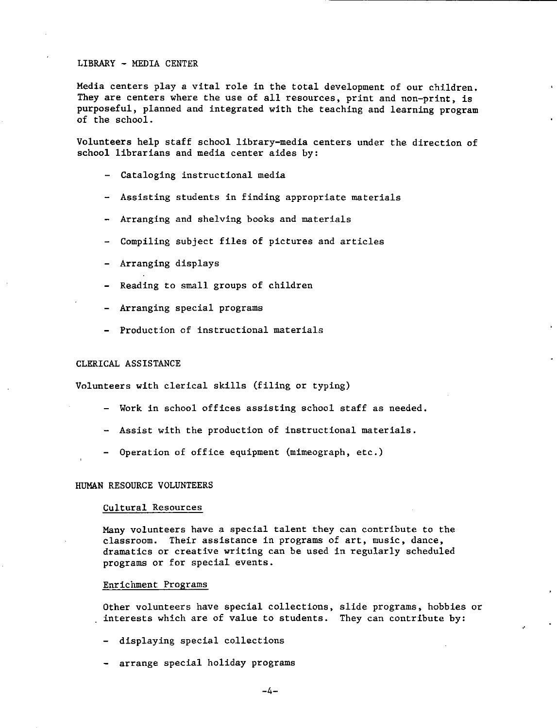## LIBRARY - MEDIA CENTER

Media centers play a vital role in the total development of our children. They are centers where the use of all resources, print and non-print, is purposeful, planned and integrated with the teaching and learning program of the school.

Volunteers help staff school library-media centers under the direction of school librarians and media center aides by:

- Cataloging instructional media
- Assisting students in finding appropriate materials
- Arranging and shelving books and materials
- Compiling subject files of pictures and articles
- Arranging displays
- Reading to small groups of children
- Arranging special programs
- Production of instructional materials

## CLERICAL ASSISTANCE

Volunteers with clerical skills (filing or typing)

- Work in school offices assisting school staff as needed.
- Assist with the production of instructional materials.
- Operation of office equipment (mimeograph, etc.)

## HUMAN RESOURCE VOLUNTEERS

### Cultural Resources

Many volunteers have a special talent they can contribute to the classroom. Their assistance in programs of art, music, dance, dramatics or creative writing can be used in regularly scheduled programs or for special events.

### Enrichment Programs

Other volunteers have special collections, slide programs, hobbies or interests which are of value to students. They can contribute by:

- displaying special collections
- arrange special holiday programs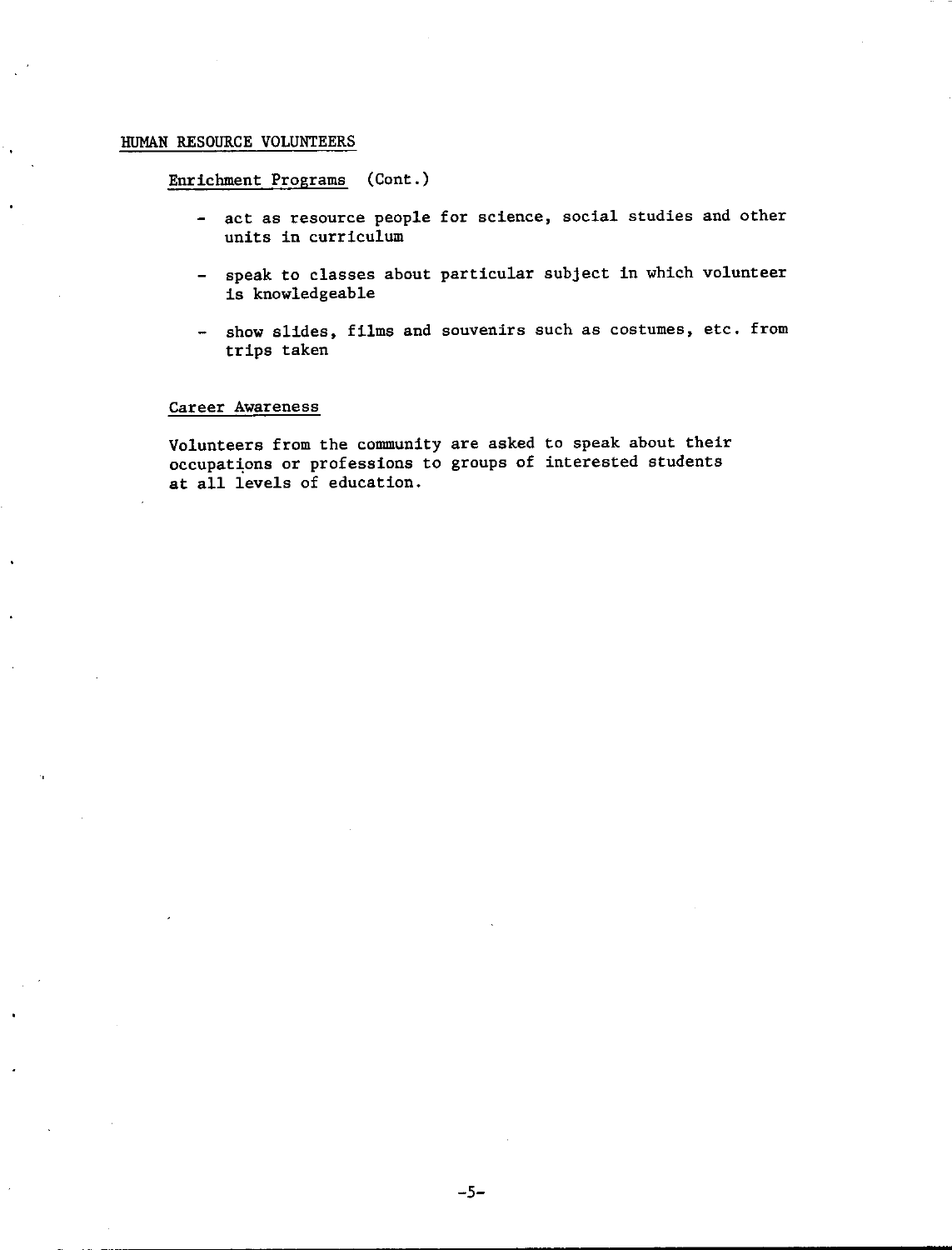## HUMAN RESOURCE VOLUNTEERS

### Enrichment Programs (Cont.)

- act as resource people for science, social studies and other units in curriculum
- speak to classes about particular subject in which volunteer is knowledgeable
- show slides, films and souvenirs such as costumes, etc. from trips taken

### Career Awareness

Volunteers from the community are asked to speak about their occupations or professions to groups of interested students at all levels of education.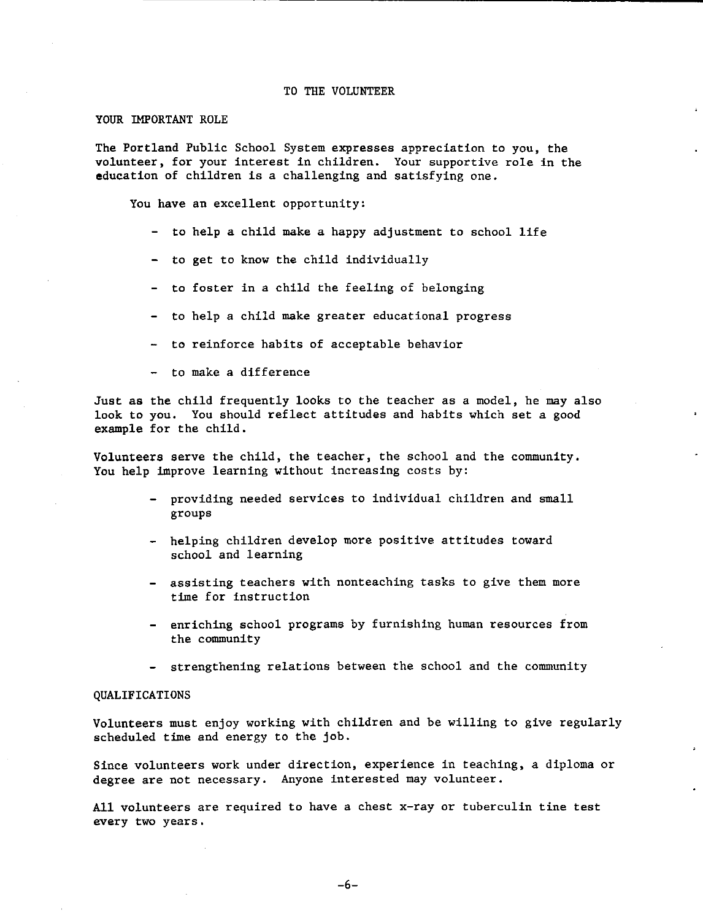# TO THE VOLUNTEER

## YOUR IMPORTANT ROLE

The Portland Public School System expresses appreciation to you, the volunteer, for your interest in children. Your supportive role in the education of children is a challenging and satisfying one.

You have an excellent opportunity:

- to help a child make a happy adjustment to school life
- to get to know the child individually
- to foster in a child the feeling of belonging
- to help a child make greater educational progress
- to reinforce habits of acceptable behavior
- to make a difference

Just as the child frequently looks to the teacher as a model, he may also look to you. You should reflect attitudes and habits which set a good example for the child.

Volunteers serve the child, the teacher, the school and the community. You help improve learning without increasing costs by:

- providing needed services to individual children and small groups
- helping children develop more positive attitudes toward school and learning
- assisting teachers with nonteaching tasks to give them more time for instruction
- enriching school programs by furnishing human resources from the community
- strengthening relations between the school and the community

## QUALIFICATIONS

Volunteers must enjoy working with children and be willing to give regularly scheduled time and energy to the job.

Since volunteers work under direction, experience in teaching, a diploma or degree are not necessary. Anyone interested may volunteer.

All volunteers are required to have a chest x-ray or tuberculin tine test every two years.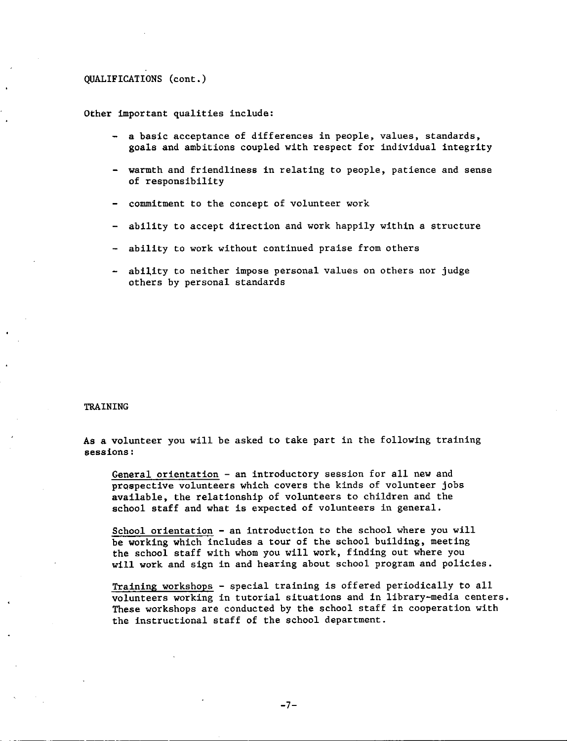## QUALIFICATIONS (cont.)

Other important qualities include:

- a basic acceptance of differences in people, values, standards, goals and ambitions coupled with respect for individual integrity
- warmth and friendliness in relating to people, patience and sense of responsibility
- commitment to the concept of volunteer work
- ability to accept direction and work happily within a structure
- ability to work without continued praise from others
- ability to neither impose personal values on others nor judge others by personal standards

## TRAINING

As a volunteer you will be asked to take part in the following training sessions:

General orientation - an introductory session for all new and prospective volunteers which covers the kinds of volunteer jobs available, the relationship of volunteers to children and the school staff and what is expected of volunteers in general.

School orientation - an introduction to the school where you will be working which includes a tour of the school building, meeting the school staff with whom you will work, finding out where you will work and sign in and hearing about school program and policies.

Training workshops - special training is offered periodically to all volunteers working in tutorial situations and in library-media centers. These workshops are conducted by the school staff in cooperation with the instructional staff of the school department.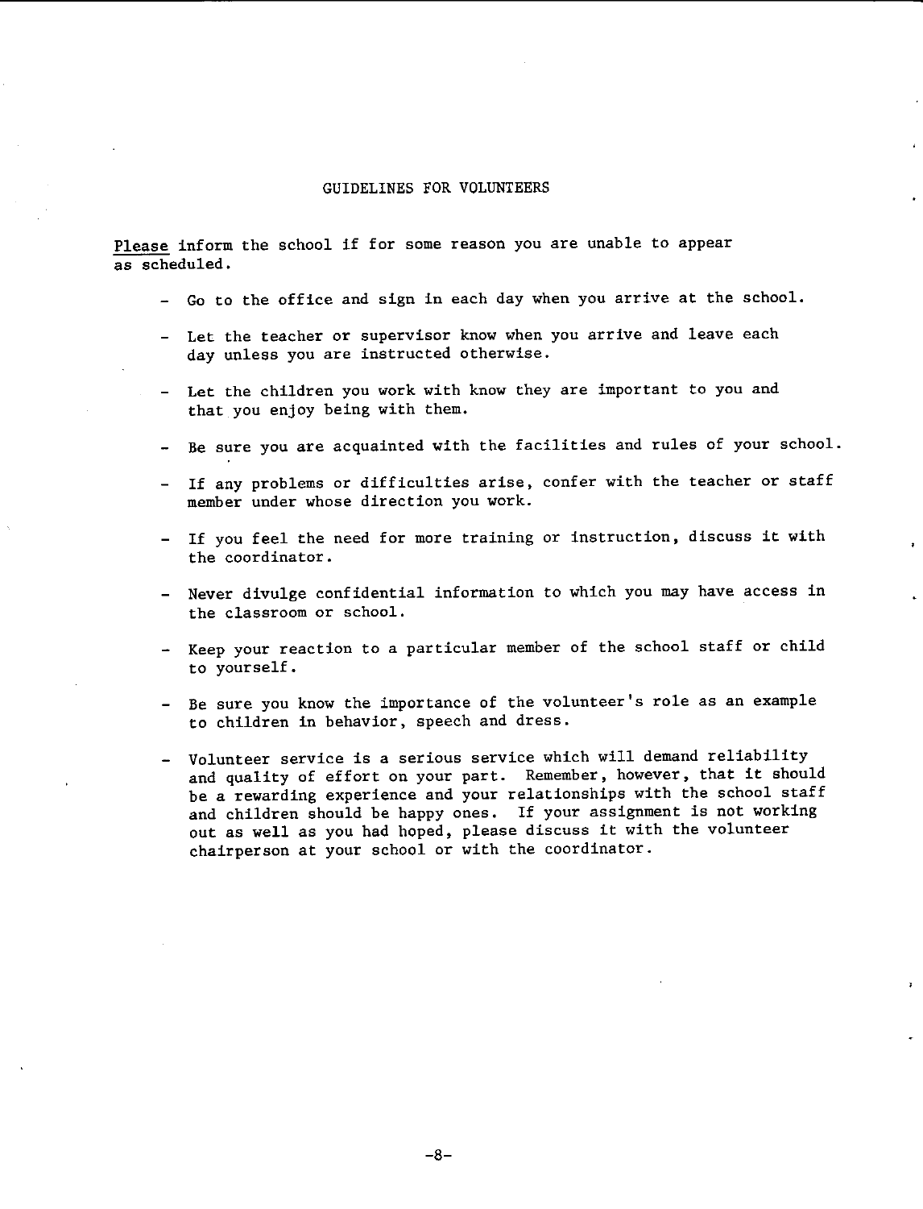# GUIDELINES FOR VOLUNTEERS

Please inform the school if for some reason you are unable to appear as scheduled.

- Go to the office and sign in each day when you arrive at the school.
- Let the teacher or supervisor know when you arrive and leave each day unless you are instructed otherwise.
- Let the children you work with know they are important to you and that you enjoy being with them.
- Be sure you are acquainted with the facilities and rules of your school.
- If any problems or difficulties arise, confer with the teacher or staff member under whose direction you work.
- If you feel the need for more training or instruction, discuss it with the coordinator.
- Never divulge confidential information to which you may have access in the classroom or school.
- Keep your reaction to a particular member of the school staff or child to yourself.
- Be sure you know the importance of the volunteer's role as an example to children in behavior, speech and dress.
- Volunteer service is a serious service which will demand reliability and quality of effort on your part. Remember, however, that it should be a rewarding experience and your relationships with the school staff and children should be happy ones. If your assignment is not working out as well as you had hoped, please discuss it with the volunteer chairperson at your school or with the coordinator.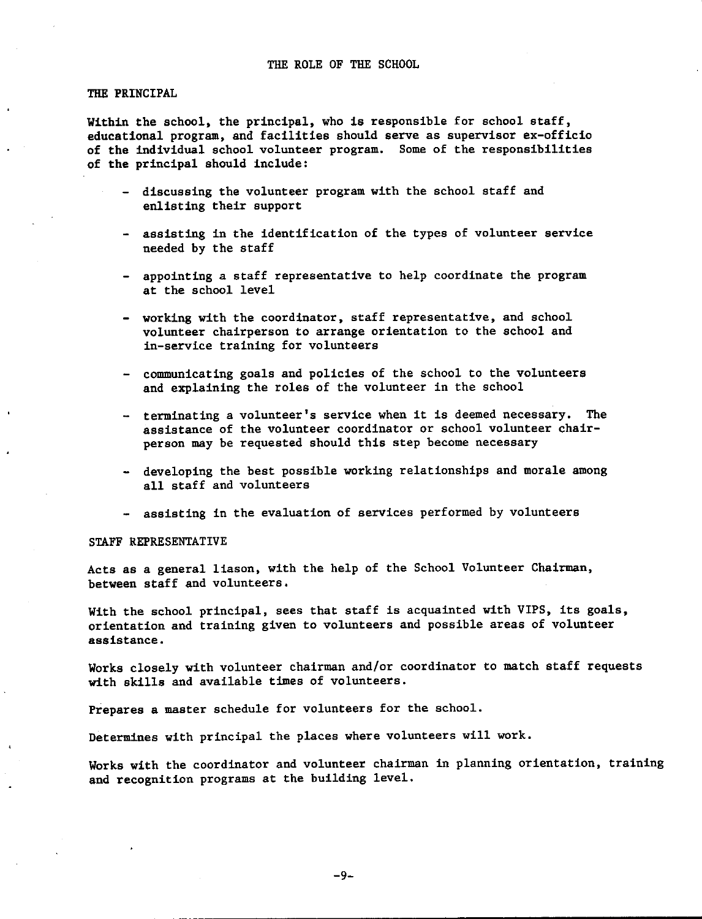# THE ROLE OF THE SCHOOL

## THE PRINCIPAL

Within the school, the principal, who is responsible for school staff, educational program, and facilities should serve as supervisor ex-officio of the individual school volunteer program. Some of the responsibilities of the principal should include:

- discussing the volunteer program with the school staff and enlisting their support
- assisting in the identification of the types of volunteer service needed by the staff
- appointing a staff representative to help coordinate the program at the school level
- working with the coordinator, staff representative, and school volunteer chairperson to arrange orientation to the school and in-service training for volunteers
- communicating goals and policies of the school to the volunteers and explaining the roles of the volunteer in the school
- terminating a volunteer's service when it is deemed necessary. The assistance of the volunteer coordinator or school volunteer chairperson may be requested should this step become necessary
- developing the best possible working relationships and morale among all staff and volunteers
- assisting in the evaluation of services performed by volunteers

## STAFF REPRESENTATIVE

Acts as a general liason, with the help of the School Volunteer Chairman, between staff and volunteers.

With the school principal, sees that staff is acquainted with VIPS, its goals, orientation and training given to volunteers and possible areas of volunteer assistance.

Works closely with volunteer chairman and/or coordinator to match staff requests with skills and available times of volunteers.

Prepares a master schedule for volunteers for the school.

Determines with principal the places where volunteers will work.

Works with the coordinator and volunteer chairman in planning orientation, training and recognition programs at the building level.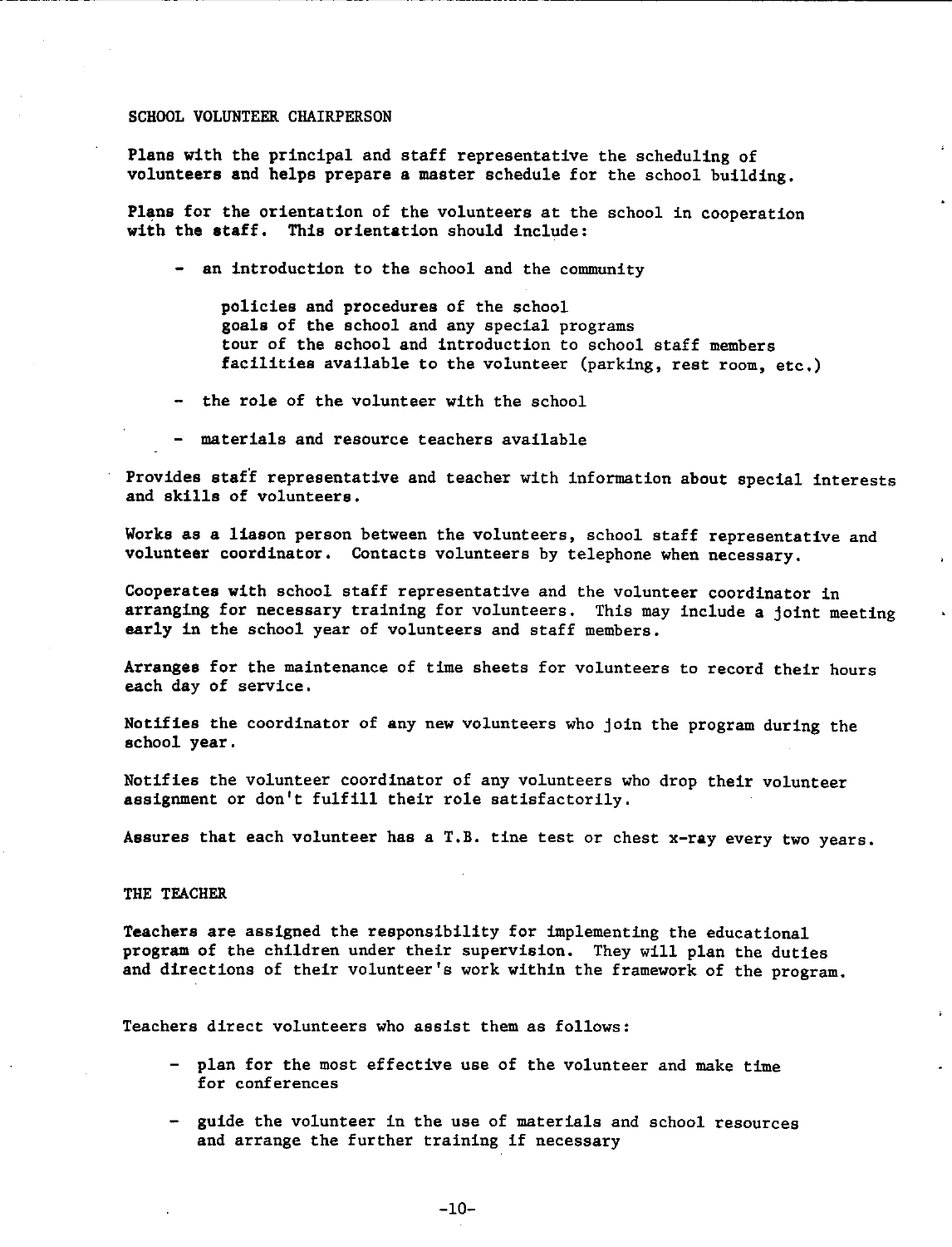## SCHOOL VOLUNTEER CHAIRPERSON

Plans with the principal and staff representative the scheduling of volunteers and helps prepare a master schedule for the school building.

Plans for the orientation of the volunteers at the school in cooperation with the staff. This orientation should include:

- an introduction to the school and the community

  policies and procedures of the school
  goals of the school and any special programs
  tour of the school and introduction to school staff members
  facilities available to the volunteer (parking, rest room, etc.)

- the role of the volunteer with the school

- materials and resource teachers available

Provides staff representative and teacher with information about special interests and skills of volunteers.

Works as a liason person between the volunteers, school staff representative and volunteer coordinator. Contacts volunteers by telephone when necessary.

Cooperates with school staff representative and the volunteer coordinator in arranging for necessary training for volunteers. This may include a joint meeting early in the school year of volunteers and staff members.

Arranges for the maintenance of time sheets for volunteers to record their hours each day of service.

Notifies the coordinator of any new volunteers who join the program during the school year.

Notifies the volunteer coordinator of any volunteers who drop their volunteer assignment or don't fulfill their role satisfactorily.

Assures that each volunteer has a T.B. tine test or chest x-ray every two years.

## THE TEACHER

Teachers are assigned the responsibility for implementing the educational program of the children under their supervision. They will plan the duties and directions of their volunteer's work within the framework of the program.

Teachers direct volunteers who assist them as follows:

- plan for the most effective use of the volunteer and make time for conferences

- guide the volunteer in the use of materials and school resources and arrange the further training if necessary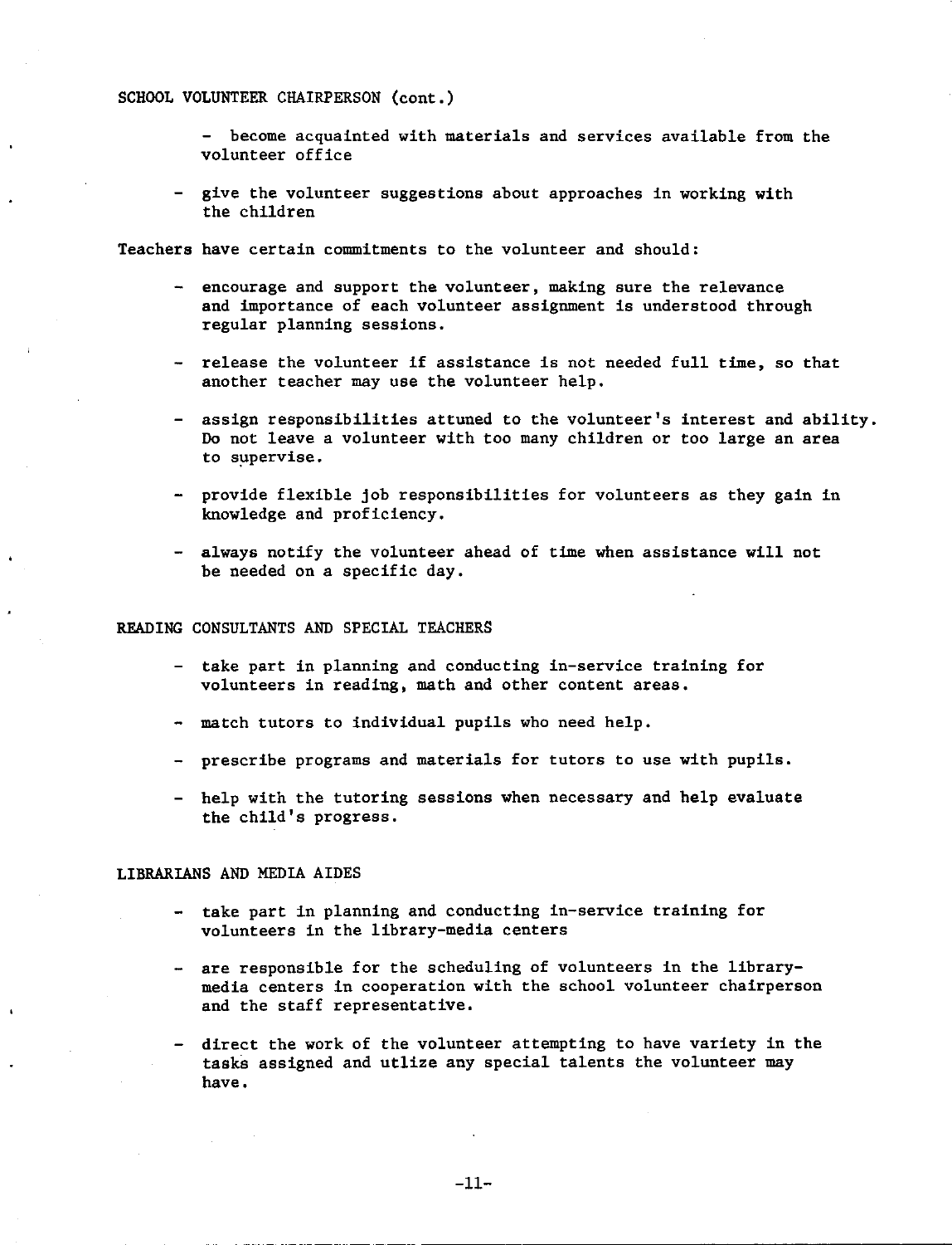## SCHOOL VOLUNTEER CHAIRPERSON (cont.)

- become acquainted with materials and services available from the volunteer office
- give the volunteer suggestions about approaches in working with the children

Teachers have certain commitments to the volunteer and should:

- encourage and support the volunteer, making sure the relevance and importance of each volunteer assignment is understood through regular planning sessions.
- release the volunteer if assistance is not needed full time, so that another teacher may use the volunteer help.
- assign responsibilities attuned to the volunteer's interest and ability. Do not leave a volunteer with too many children or too large an area to supervise.
- provide flexible job responsibilities for volunteers as they gain in knowledge and proficiency.
- always notify the volunteer ahead of time when assistance will not be needed on a specific day.

## READING CONSULTANTS AND SPECIAL TEACHERS

- take part in planning and conducting in-service training for volunteers in reading, math and other content areas.
- match tutors to individual pupils who need help.
- prescribe programs and materials for tutors to use with pupils.
- help with the tutoring sessions when necessary and help evaluate the child's progress.

## LIBRARIANS AND MEDIA AIDES

- take part in planning and conducting in-service training for volunteers in the library-media centers
- are responsible for the scheduling of volunteers in the library-media centers in cooperation with the school volunteer chairperson and the staff representative.
- direct the work of the volunteer attempting to have variety in the tasks assigned and utlize any special talents the volunteer may have.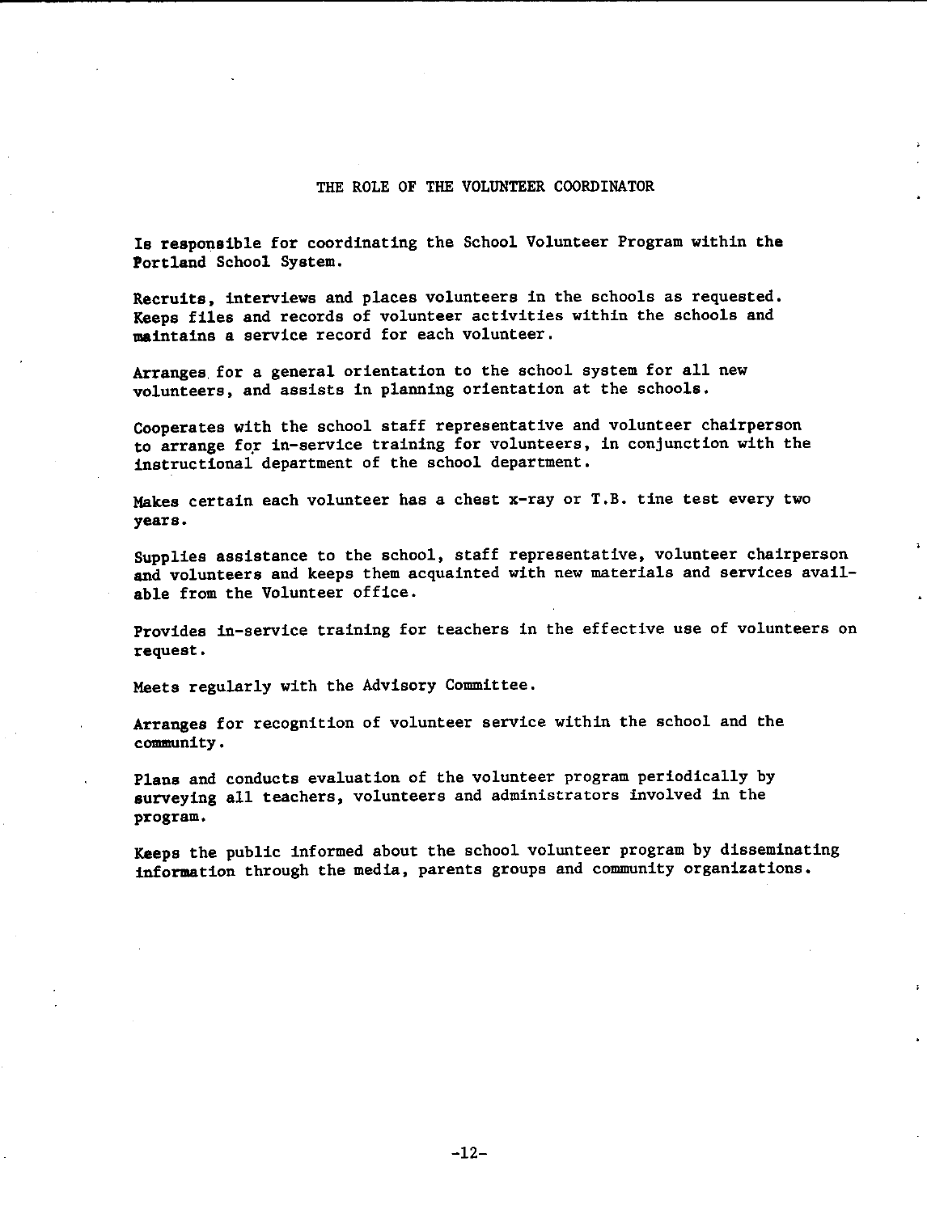# THE ROLE OF THE VOLUNTEER COORDINATOR

Is responsible for coordinating the School Volunteer Program within the Portland School System.

Recruits, interviews and places volunteers in the schools as requested. Keeps files and records of volunteer activities within the schools and maintains a service record for each volunteer.

Arranges for a general orientation to the school system for all new volunteers, and assists in planning orientation at the schools.

Cooperates with the school staff representative and volunteer chairperson to arrange for in-service training for volunteers, in conjunction with the instructional department of the school department.

Makes certain each volunteer has a chest x-ray or T.B. tine test every two years.

Supplies assistance to the school, staff representative, volunteer chairperson and volunteers and keeps them acquainted with new materials and services available from the Volunteer office.

Provides in-service training for teachers in the effective use of volunteers on request.

Meets regularly with the Advisory Committee.

Arranges for recognition of volunteer service within the school and the community.

Plans and conducts evaluation of the volunteer program periodically by surveying all teachers, volunteers and administrators involved in the program.

Keeps the public informed about the school volunteer program by disseminating information through the media, parents groups and community organizations.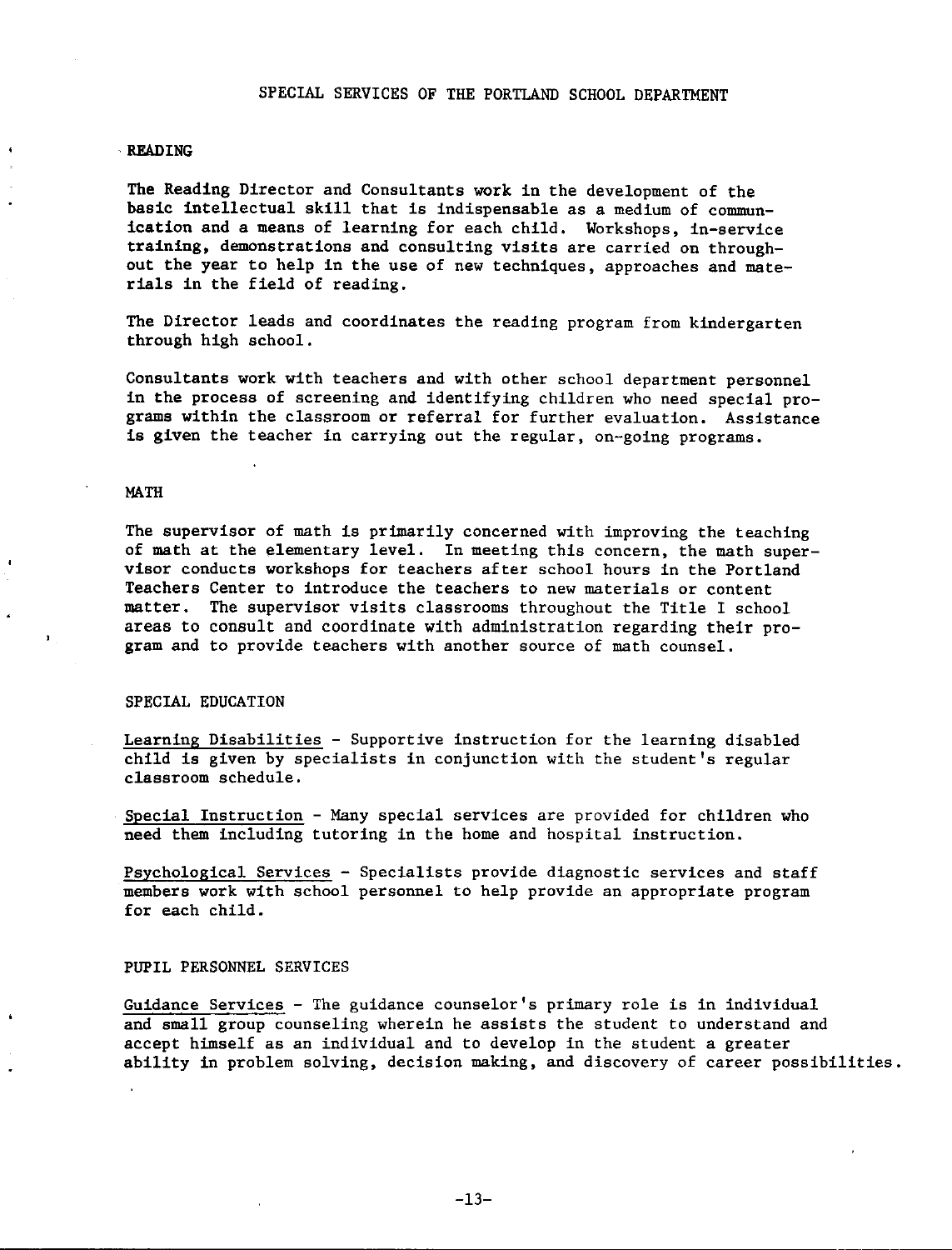# SPECIAL SERVICES OF THE PORTLAND SCHOOL DEPARTMENT

## READING

The Reading Director and Consultants work in the development of the basic intellectual skill that is indispensable as a medium of communication and a means of learning for each child. Workshops, in-service training, demonstrations and consulting visits are carried on throughout the year to help in the use of new techniques, approaches and materials in the field of reading.

The Director leads and coordinates the reading program from kindergarten through high school.

Consultants work with teachers and with other school department personnel in the process of screening and identifying children who need special programs within the classroom or referral for further evaluation. Assistance is given the teacher in carrying out the regular, on-going programs.

## MATH

The supervisor of math is primarily concerned with improving the teaching of math at the elementary level. In meeting this concern, the math supervisor conducts workshops for teachers after school hours in the Portland Teachers Center to introduce the teachers to new materials or content matter. The supervisor visits classrooms throughout the Title I school areas to consult and coordinate with administration regarding their program and to provide teachers with another source of math counsel.

## SPECIAL EDUCATION

Learning Disabilities - Supportive instruction for the learning disabled child is given by specialists in conjunction with the student's regular classroom schedule.

Special Instruction - Many special services are provided for children who need them including tutoring in the home and hospital instruction.

Psychological Services - Specialists provide diagnostic services and staff members work with school personnel to help provide an appropriate program for each child.

## PUPIL PERSONNEL SERVICES

Guidance Services - The guidance counselor's primary role is in individual and small group counseling wherein he assists the student to understand and accept himself as an individual and to develop in the student a greater ability in problem solving, decision making, and discovery of career possibilities.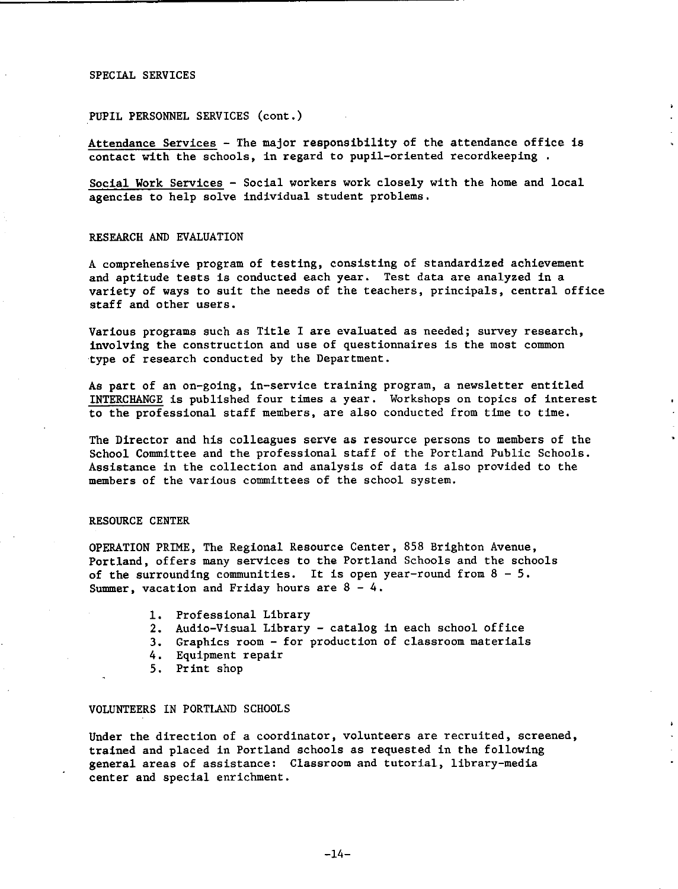## SPECIAL SERVICES

### PUPIL PERSONNEL SERVICES (cont.)

Attendance Services - The major responsibility of the attendance office is contact with the schools, in regard to pupil-oriented recordkeeping .

Social Work Services - Social workers work closely with the home and local agencies to help solve individual student problems.

### RESEARCH AND EVALUATION

A comprehensive program of testing, consisting of standardized achievement and aptitude tests is conducted each year. Test data are analyzed in a variety of ways to suit the needs of the teachers, principals, central office staff and other users.

Various programs such as Title I are evaluated as needed; survey research, involving the construction and use of questionnaires is the most common type of research conducted by the Department.

As part of an on-going, in-service training program, a newsletter entitled INTERCHANGE is published four times a year. Workshops on topics of interest to the professional staff members, are also conducted from time to time.

The Director and his colleagues serve as resource persons to members of the School Committee and the professional staff of the Portland Public Schools. Assistance in the collection and analysis of data is also provided to the members of the various committees of the school system.

### RESOURCE CENTER

OPERATION PRIME, The Regional Resource Center, 858 Brighton Avenue, Portland, offers many services to the Portland Schools and the schools of the surrounding communities. It is open year-round from 8 - 5. Summer, vacation and Friday hours are 8 - 4.

1. Professional Library
2. Audio-Visual Library - catalog in each school office
3. Graphics room - for production of classroom materials
4. Equipment repair
5. Print shop

### VOLUNTEERS IN PORTLAND SCHOOLS

Under the direction of a coordinator, volunteers are recruited, screened, trained and placed in Portland schools as requested in the following general areas of assistance: Classroom and tutorial, library-media center and special enrichment.